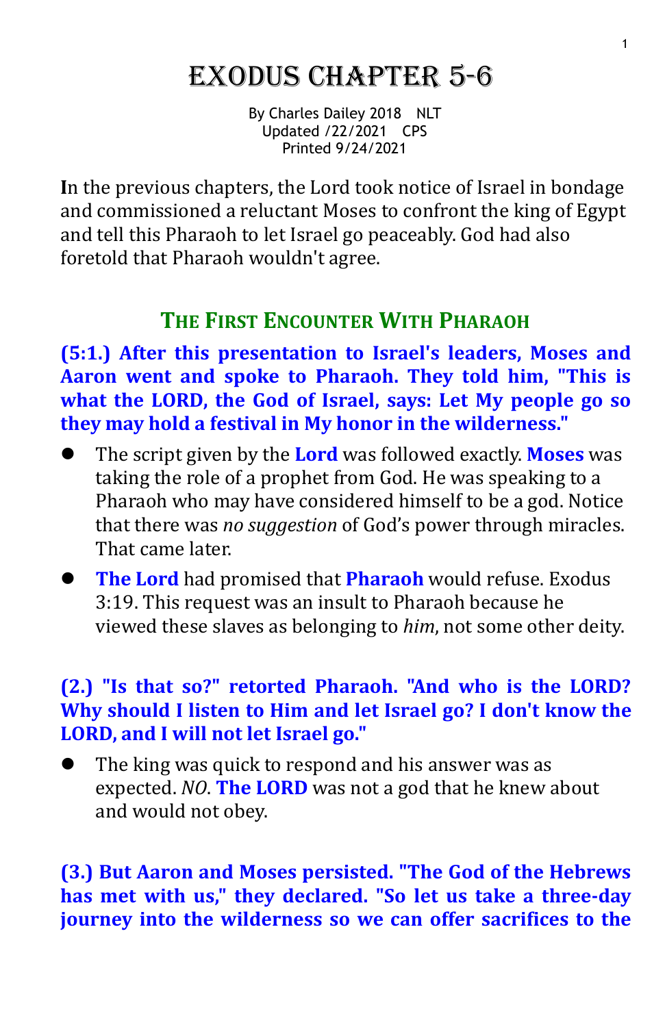# Exodus Chapter 5-6

By Charles Dailey 2018 NLT
Updated /22/2021 CPS
Printed 9/24/2021

**I**n the previous chapters, the Lord took notice of Israel in bondage and commissioned a reluctant Moses to confront the king of Egypt and tell this Pharaoh to let Israel go peaceably. God had also foretold that Pharaoh wouldn't agree.

## The First Encounter With Pharaoh

**(5:1.) After this presentation to Israel's leaders, Moses and Aaron went and spoke to Pharaoh. They told him, "This is what the LORD, the God of Israel, says: Let My people go so they may hold a festival in My honor in the wilderness."**

- The script given by the **Lord** was followed exactly. **Moses** was taking the role of a prophet from God. He was speaking to a Pharaoh who may have considered himself to be a god. Notice that there was *no suggestion* of God's power through miracles. That came later.
- **The Lord** had promised that **Pharaoh** would refuse. Exodus 3:19. This request was an insult to Pharaoh because he viewed these slaves as belonging to *him*, not some other deity.

**(2.) "Is that so?" retorted Pharaoh. "And who is the LORD? Why should I listen to Him and let Israel go? I don't know the LORD, and I will not let Israel go."**

- The king was quick to respond and his answer was as expected. *NO*. **The LORD** was not a god that he knew about and would not obey.

**(3.) But Aaron and Moses persisted. "The God of the Hebrews has met with us," they declared. "So let us take a three-day journey into the wilderness so we can offer sacrifices to the**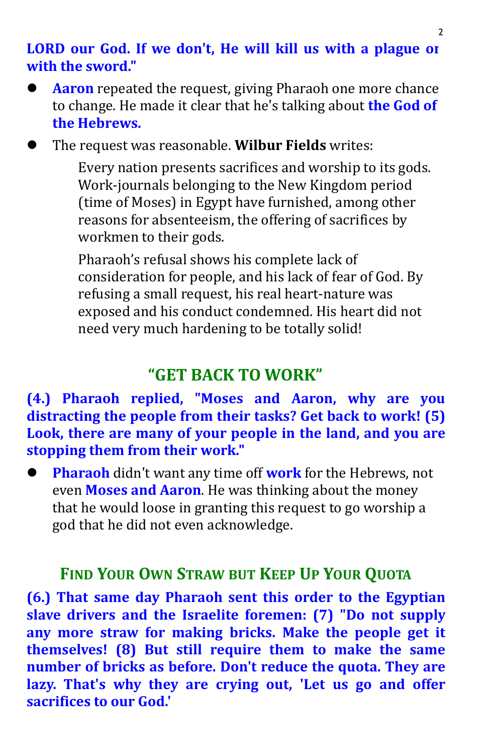**LORD our God. If we don't, He will kill us with a plague or with the sword."**

- **Aaron** repeated the request, giving Pharaoh one more chance to change. He made it clear that he's talking about **the God of the Hebrews.**
- The request was reasonable. **Wilbur Fields** writes:

> Every nation presents sacrifices and worship to its gods. Work-journals belonging to the New Kingdom period (time of Moses) in Egypt have furnished, among other reasons for absenteeism, the offering of sacrifices by workmen to their gods.
>
> Pharaoh's refusal shows his complete lack of consideration for people, and his lack of fear of God. By refusing a small request, his real heart-nature was exposed and his conduct condemned. His heart did not need very much hardening to be totally solid!

## "GET BACK TO WORK"

**(4.) Pharaoh replied, "Moses and Aaron, why are you distracting the people from their tasks? Get back to work! (5) Look, there are many of your people in the land, and you are stopping them from their work."**

- **Pharaoh** didn't want any time off **work** for the Hebrews, not even **Moses and Aaron**. He was thinking about the money that he would loose in granting this request to go worship a god that he did not even acknowledge.

## Find Your Own Straw but Keep Up Your Quota

**(6.) That same day Pharaoh sent this order to the Egyptian slave drivers and the Israelite foremen: (7) "Do not supply any more straw for making bricks. Make the people get it themselves! (8) But still require them to make the same number of bricks as before. Don't reduce the quota. They are lazy. That's why they are crying out, 'Let us go and offer sacrifices to our God.'**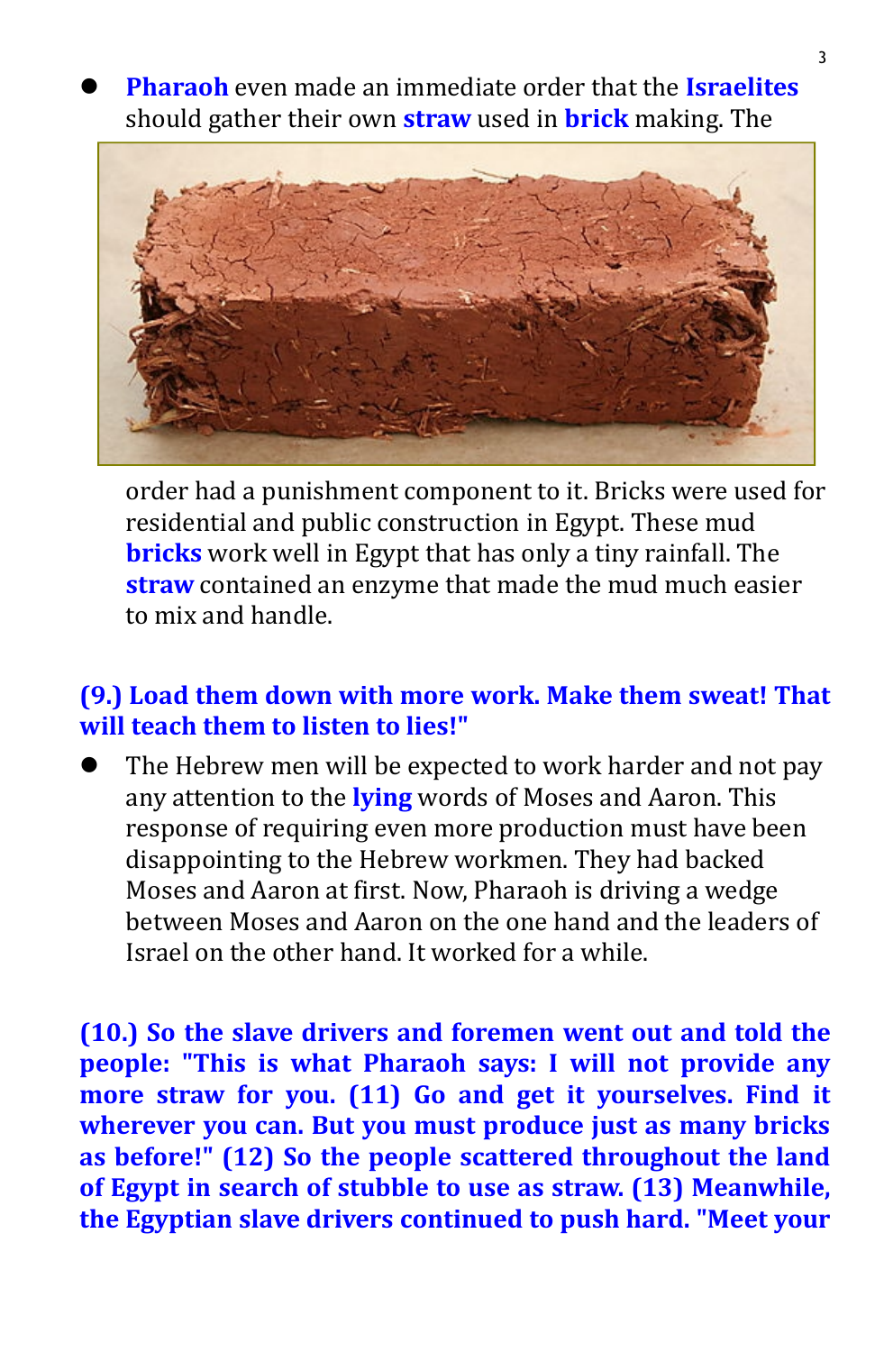- **Pharaoh** even made an immediate order that the **Israelites** should gather their own **straw** used in **brick** making. The order had a punishment component to it. Bricks were used for residential and public construction in Egypt. These mud **bricks** work well in Egypt that has only a tiny rainfall. The **straw** contained an enzyme that made the mud much easier to mix and handle.

**(9.) Load them down with more work. Make them sweat! That will teach them to listen to lies!"**

- The Hebrew men will be expected to work harder and not pay any attention to the **lying** words of Moses and Aaron. This response of requiring even more production must have been disappointing to the Hebrew workmen. They had backed Moses and Aaron at first. Now, Pharaoh is driving a wedge between Moses and Aaron on the one hand and the leaders of Israel on the other hand. It worked for a while.

**(10.) So the slave drivers and foremen went out and told the people: "This is what Pharaoh says: I will not provide any more straw for you. (11) Go and get it yourselves. Find it wherever you can. But you must produce just as many bricks as before!" (12) So the people scattered throughout the land of Egypt in search of stubble to use as straw. (13) Meanwhile, the Egyptian slave drivers continued to push hard. "Meet your**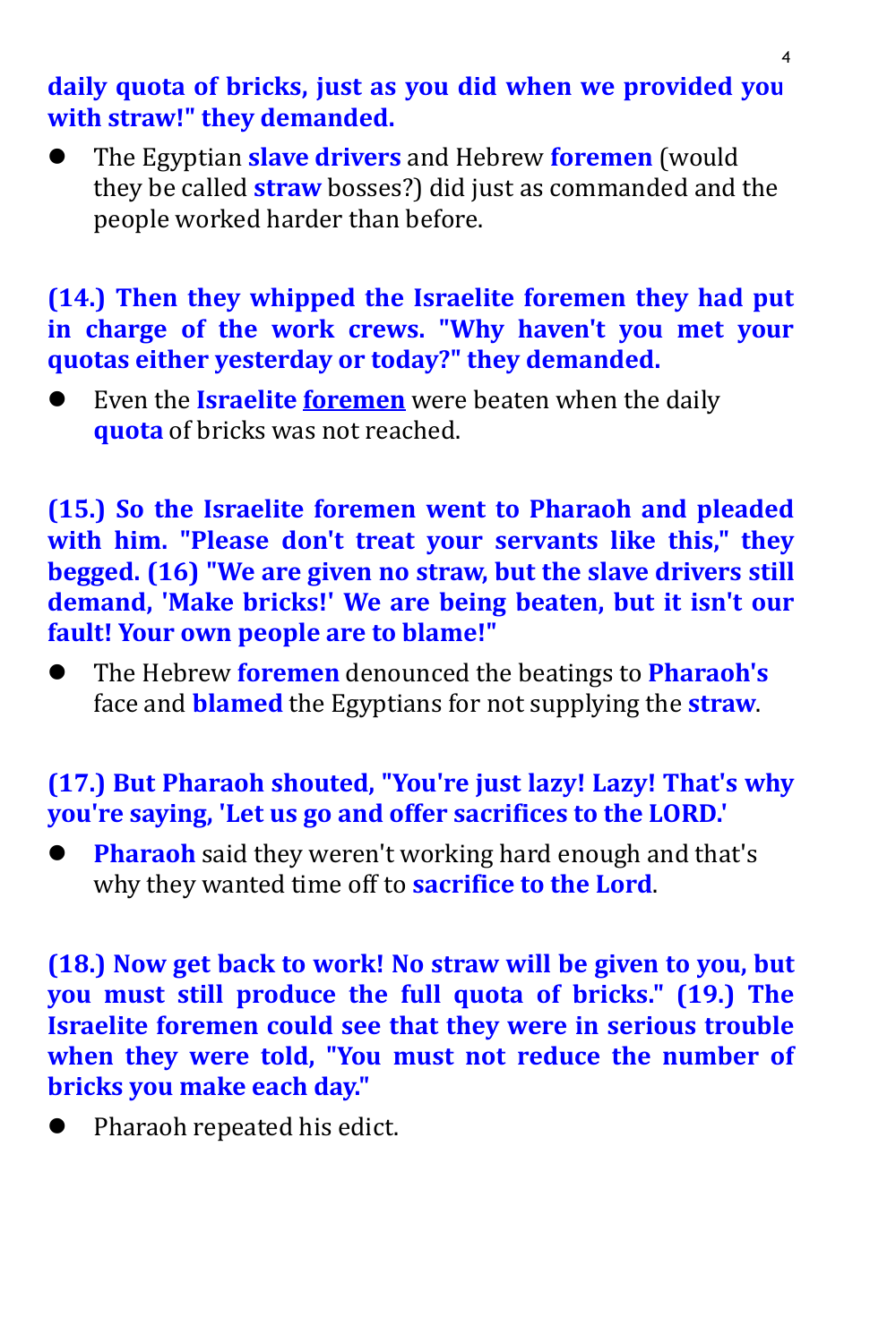**daily quota of bricks, just as you did when we provided you with straw!" they demanded.**

- The Egyptian **slave drivers** and Hebrew **foremen** (would they be called **straw** bosses?) did just as commanded and the people worked harder than before.

**(14.) Then they whipped the Israelite foremen they had put in charge of the work crews. "Why haven't you met your quotas either yesterday or today?" they demanded.**

- Even the **Israelite <u>foremen</u>** were beaten when the daily **quota** of bricks was not reached.

**(15.) So the Israelite foremen went to Pharaoh and pleaded with him. "Please don't treat your servants like this," they begged. (16) "We are given no straw, but the slave drivers still demand, 'Make bricks!' We are being beaten, but it isn't our fault! Your own people are to blame!"**

- The Hebrew **foremen** denounced the beatings to **Pharaoh's** face and **blamed** the Egyptians for not supplying the **straw**.

**(17.) But Pharaoh shouted, "You're just lazy! Lazy! That's why you're saying, 'Let us go and offer sacrifices to the LORD.'**

- **Pharaoh** said they weren't working hard enough and that's why they wanted time off to **sacrifice to the Lord**.

**(18.) Now get back to work! No straw will be given to you, but you must still produce the full quota of bricks." (19.) The Israelite foremen could see that they were in serious trouble when they were told, "You must not reduce the number of bricks you make each day."**

- Pharaoh repeated his edict.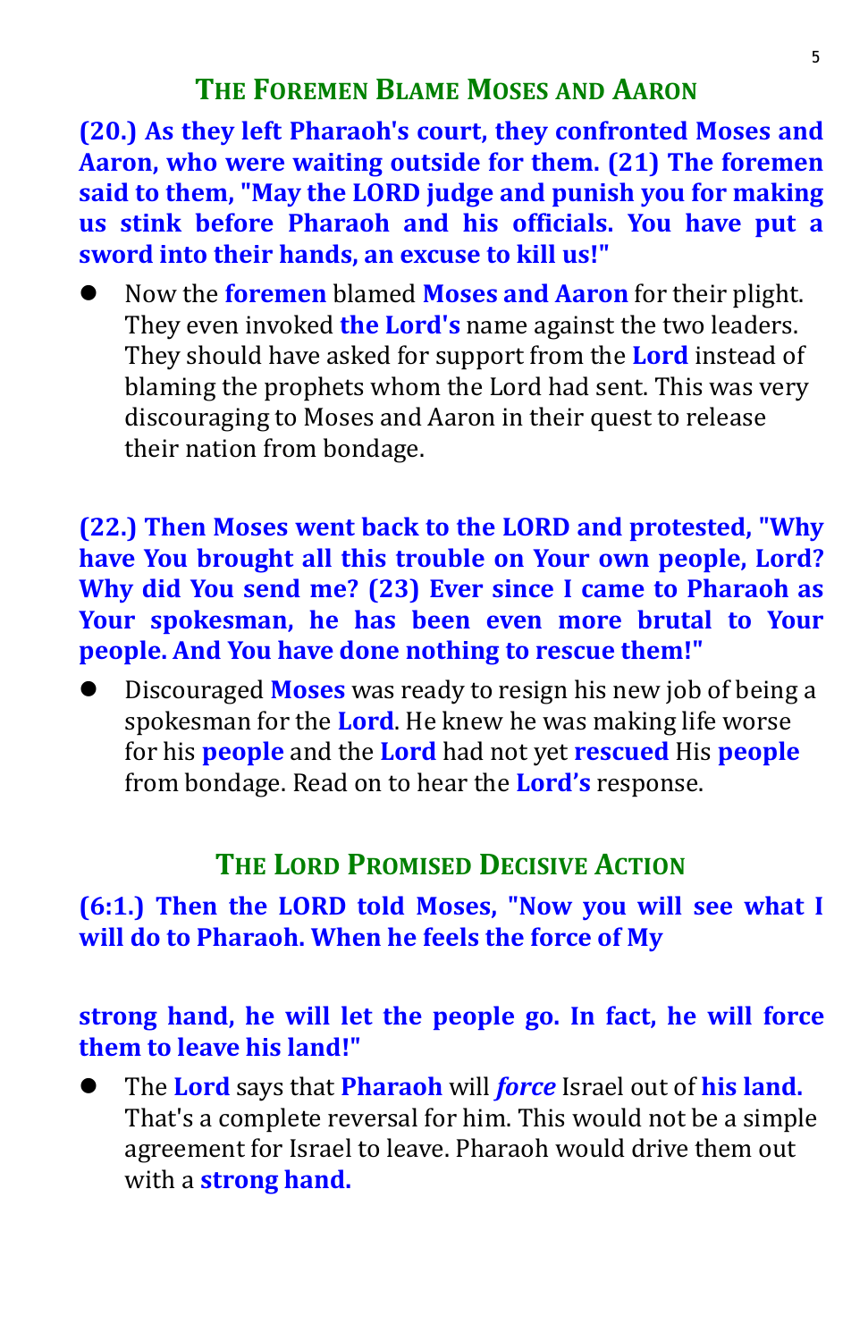## The Foremen Blame Moses and Aaron

**(20.) As they left Pharaoh's court, they confronted Moses and Aaron, who were waiting outside for them. (21) The foremen said to them, "May the LORD judge and punish you for making us stink before Pharaoh and his officials. You have put a sword into their hands, an excuse to kill us!"**

- Now the **foremen** blamed **Moses and Aaron** for their plight. They even invoked **the Lord's** name against the two leaders. They should have asked for support from the **Lord** instead of blaming the prophets whom the Lord had sent. This was very discouraging to Moses and Aaron in their quest to release their nation from bondage.

**(22.) Then Moses went back to the LORD and protested, "Why have You brought all this trouble on Your own people, Lord? Why did You send me? (23) Ever since I came to Pharaoh as Your spokesman, he has been even more brutal to Your people. And You have done nothing to rescue them!"**

- Discouraged **Moses** was ready to resign his new job of being a spokesman for the **Lord**. He knew he was making life worse for his **people** and the **Lord** had not yet **rescued** His **people** from bondage. Read on to hear the **Lord's** response.

## The Lord Promised Decisive Action

**(6:1.) Then the LORD told Moses, "Now you will see what I will do to Pharaoh. When he feels the force of My**

**strong hand, he will let the people go. In fact, he will force them to leave his land!"**

- The **Lord** says that **Pharaoh** will ***force*** Israel out of **his land.** That's a complete reversal for him. This would not be a simple agreement for Israel to leave. Pharaoh would drive them out with a **strong hand.**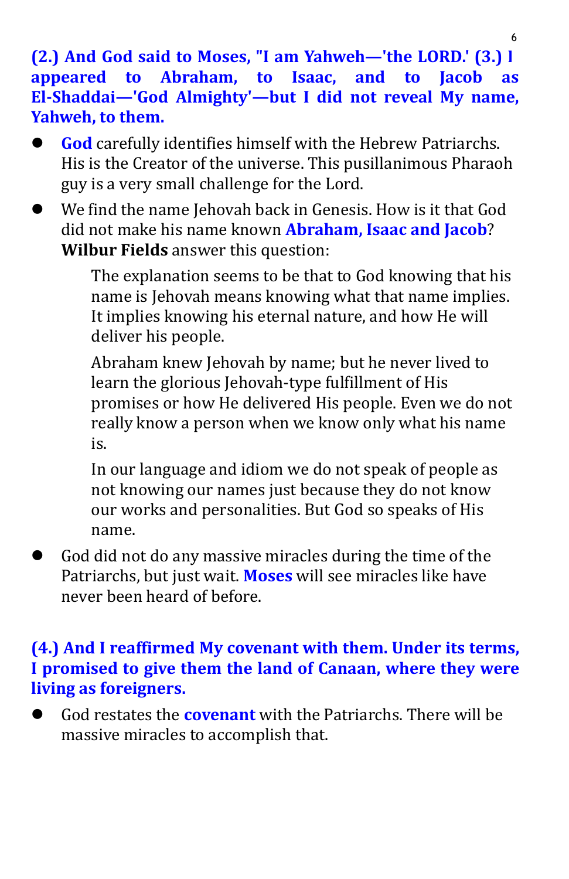**(2.) And God said to Moses, "I am Yahweh—'the LORD.' (3.) I appeared to Abraham, to Isaac, and to Jacob as El-Shaddai—'God Almighty'—but I did not reveal My name, Yahweh, to them.**

- **God** carefully identifies himself with the Hebrew Patriarchs. His is the Creator of the universe. This pusillanimous Pharaoh guy is a very small challenge for the Lord.
- We find the name Jehovah back in Genesis. How is it that God did not make his name known **Abraham, Isaac and Jacob**? **Wilbur Fields** answer this question:

  > The explanation seems to be that to God knowing that his name is Jehovah means knowing what that name implies. It implies knowing his eternal nature, and how He will deliver his people.
  >
  > Abraham knew Jehovah by name; but he never lived to learn the glorious Jehovah-type fulfillment of His promises or how He delivered His people. Even we do not really know a person when we know only what his name is.
  >
  > In our language and idiom we do not speak of people as not knowing our names just because they do not know our works and personalities. But God so speaks of His name.

- God did not do any massive miracles during the time of the Patriarchs, but just wait. **Moses** will see miracles like have never been heard of before.

**(4.) And I reaffirmed My covenant with them. Under its terms, I promised to give them the land of Canaan, where they were living as foreigners.**

- God restates the **covenant** with the Patriarchs. There will be massive miracles to accomplish that.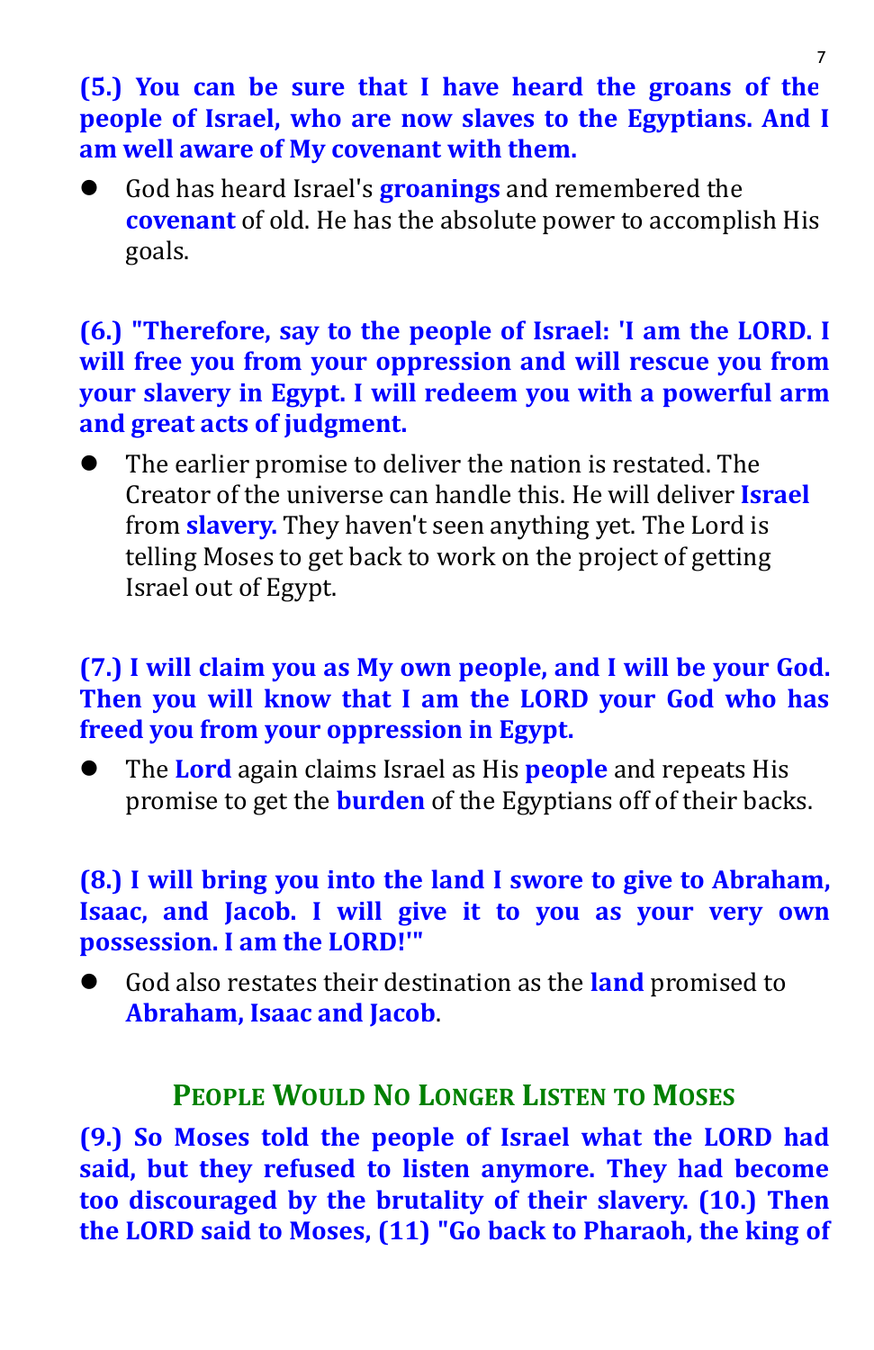**(5.) You can be sure that I have heard the groans of the people of Israel, who are now slaves to the Egyptians. And I am well aware of My covenant with them.**

- God has heard Israel's **groanings** and remembered the **covenant** of old. He has the absolute power to accomplish His goals.

**(6.) "Therefore, say to the people of Israel: 'I am the LORD. I will free you from your oppression and will rescue you from your slavery in Egypt. I will redeem you with a powerful arm and great acts of judgment.**

- The earlier promise to deliver the nation is restated. The Creator of the universe can handle this. He will deliver **Israel** from **slavery.** They haven't seen anything yet. The Lord is telling Moses to get back to work on the project of getting Israel out of Egypt.

**(7.) I will claim you as My own people, and I will be your God. Then you will know that I am the LORD your God who has freed you from your oppression in Egypt.**

- The **Lord** again claims Israel as His **people** and repeats His promise to get the **burden** of the Egyptians off of their backs.

**(8.) I will bring you into the land I swore to give to Abraham, Isaac, and Jacob. I will give it to you as your very own possession. I am the LORD!'"**

- God also restates their destination as the **land** promised to **Abraham, Isaac and Jacob**.

## People Would No Longer Listen to Moses

**(9.) So Moses told the people of Israel what the LORD had said, but they refused to listen anymore. They had become too discouraged by the brutality of their slavery. (10.) Then the LORD said to Moses, (11) "Go back to Pharaoh, the king of**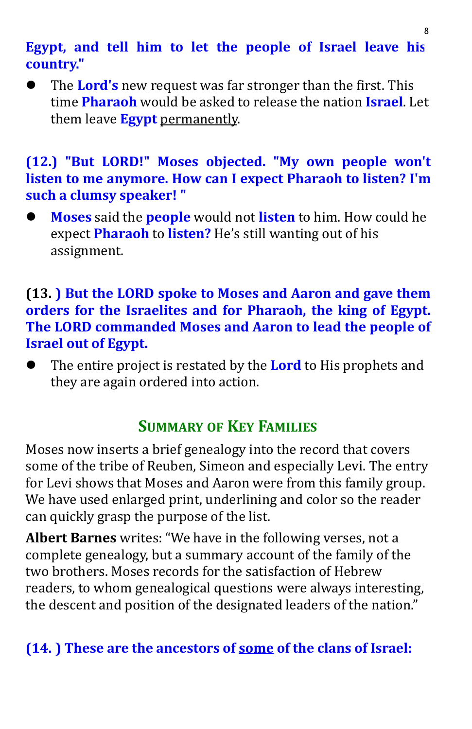**Egypt, and tell him to let the people of Israel leave his country."**

- The **Lord's** new request was far stronger than the first. This time **Pharaoh** would be asked to release the nation **Israel**. Let them leave **Egypt** <u>permanently</u>.

**(12.) "But LORD!" Moses objected. "My own people won't listen to me anymore. How can I expect Pharaoh to listen? I'm such a clumsy speaker! "**

- **Moses** said the **people** would not **listen** to him. How could he expect **Pharaoh** to **listen?** He's still wanting out of his assignment.

**(13. ) But the LORD spoke to Moses and Aaron and gave them orders for the Israelites and for Pharaoh, the king of Egypt. The LORD commanded Moses and Aaron to lead the people of Israel out of Egypt.**

- The entire project is restated by the **Lord** to His prophets and they are again ordered into action.

## Summary of Key Families

Moses now inserts a brief genealogy into the record that covers some of the tribe of Reuben, Simeon and especially Levi. The entry for Levi shows that Moses and Aaron were from this family group. We have used enlarged print, underlining and color so the reader can quickly grasp the purpose of the list.

**Albert Barnes** writes: "We have in the following verses, not a complete genealogy, but a summary account of the family of the two brothers. Moses records for the satisfaction of Hebrew readers, to whom genealogical questions were always interesting, the descent and position of the designated leaders of the nation."

**(14. ) These are the ancestors of <u>some</u> of the clans of Israel:**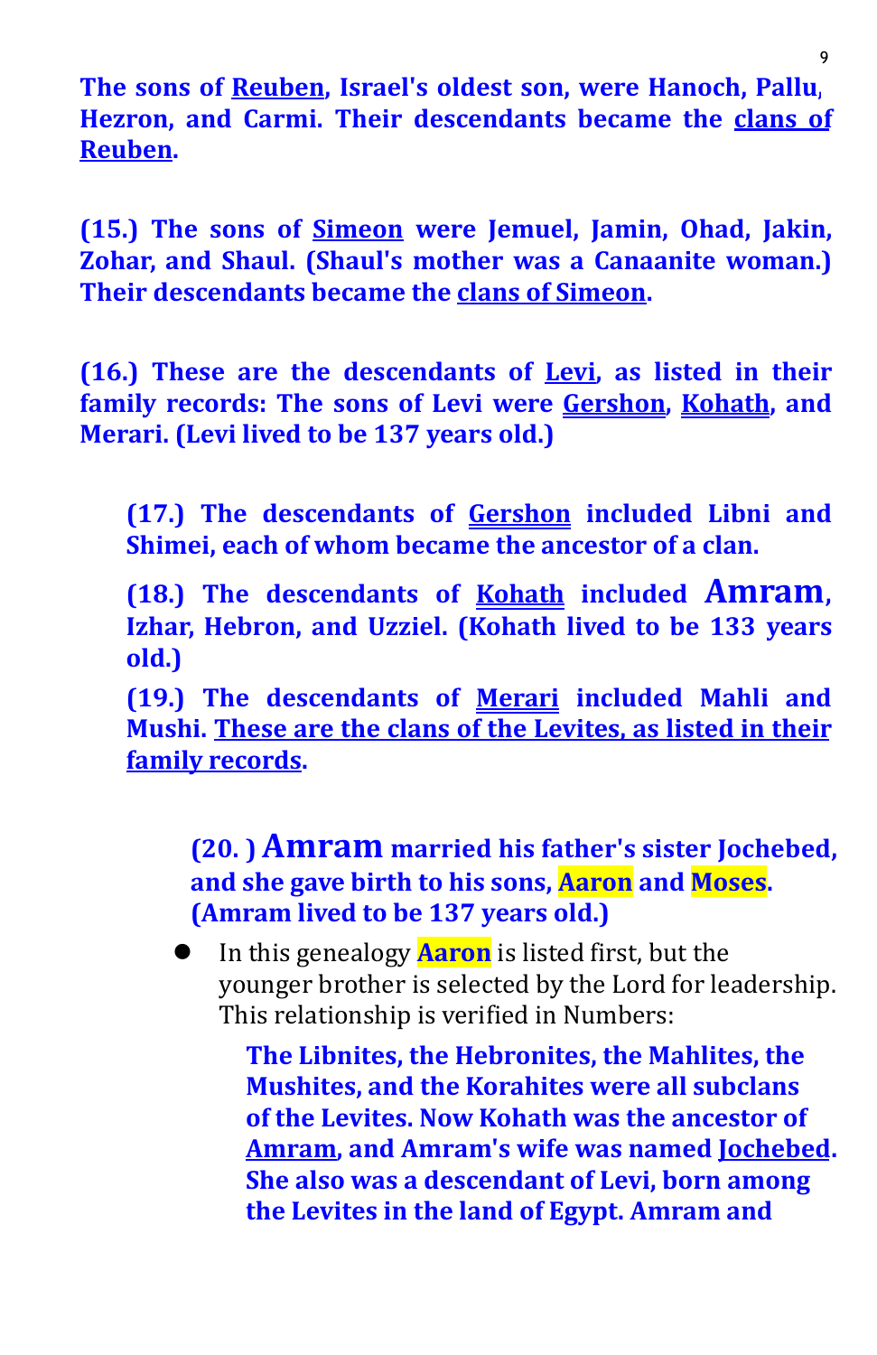**The sons of Reuben, Israel's oldest son, were Hanoch, Pallu, Hezron, and Carmi. Their descendants became the clans of Reuben.**

**(15.) The sons of Simeon were Jemuel, Jamin, Ohad, Jakin, Zohar, and Shaul. (Shaul's mother was a Canaanite woman.) Their descendants became the clans of Simeon.**

**(16.) These are the descendants of Levi, as listed in their family records: The sons of Levi were Gershon, Kohath, and Merari. (Levi lived to be 137 years old.)**

> **(17.) The descendants of Gershon included Libni and Shimei, each of whom became the ancestor of a clan.**
>
> **(18.) The descendants of Kohath included Amram, Izhar, Hebron, and Uzziel. (Kohath lived to be 133 years old.)**
>
> **(19.) The descendants of Merari included Mahli and Mushi. These are the clans of the Levites, as listed in their family records.**

> > **(20. ) Amram married his father's sister Jochebed, and she gave birth to his sons, Aaron and Moses. (Amram lived to be 137 years old.)**

- In this genealogy **Aaron** is listed first, but the younger brother is selected by the Lord for leadership. This relationship is verified in Numbers:

  > **The Libnites, the Hebronites, the Mahlites, the Mushites, and the Korahites were all subclans of the Levites. Now Kohath was the ancestor of Amram, and Amram's wife was named Jochebed. She also was a descendant of Levi, born among the Levites in the land of Egypt. Amram and**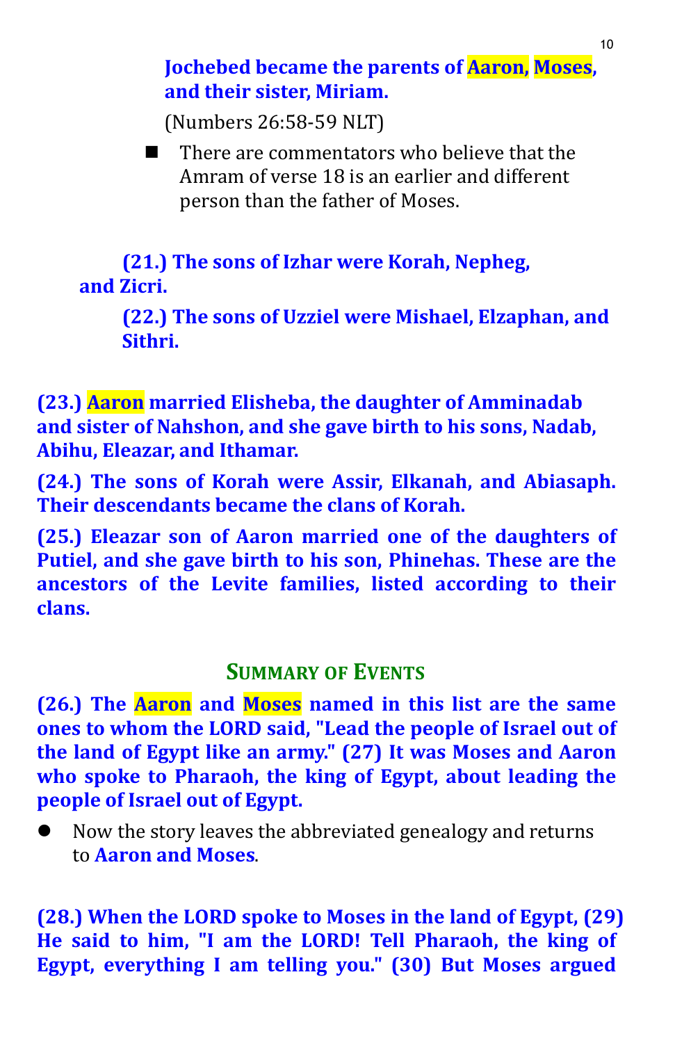**Jochebed became the parents of Aaron, Moses, and their sister, Miriam.**

(Numbers 26:58-59 NLT)

- There are commentators who believe that the Amram of verse 18 is an earlier and different person than the father of Moses.

**(21.) The sons of Izhar were Korah, Nepheg, and Zicri.**

**(22.) The sons of Uzziel were Mishael, Elzaphan, and Sithri.**

**(23.) Aaron married Elisheba, the daughter of Amminadab and sister of Nahshon, and she gave birth to his sons, Nadab, Abihu, Eleazar, and Ithamar.**

**(24.) The sons of Korah were Assir, Elkanah, and Abiasaph. Their descendants became the clans of Korah.**

**(25.) Eleazar son of Aaron married one of the daughters of Putiel, and she gave birth to his son, Phinehas. These are the ancestors of the Levite families, listed according to their clans.**

## Summary of Events

**(26.) The Aaron and Moses named in this list are the same ones to whom the LORD said, "Lead the people of Israel out of the land of Egypt like an army." (27) It was Moses and Aaron who spoke to Pharaoh, the king of Egypt, about leading the people of Israel out of Egypt.**

- Now the story leaves the abbreviated genealogy and returns to **Aaron and Moses**.

**(28.) When the LORD spoke to Moses in the land of Egypt, (29) He said to him, "I am the LORD! Tell Pharaoh, the king of Egypt, everything I am telling you." (30) But Moses argued**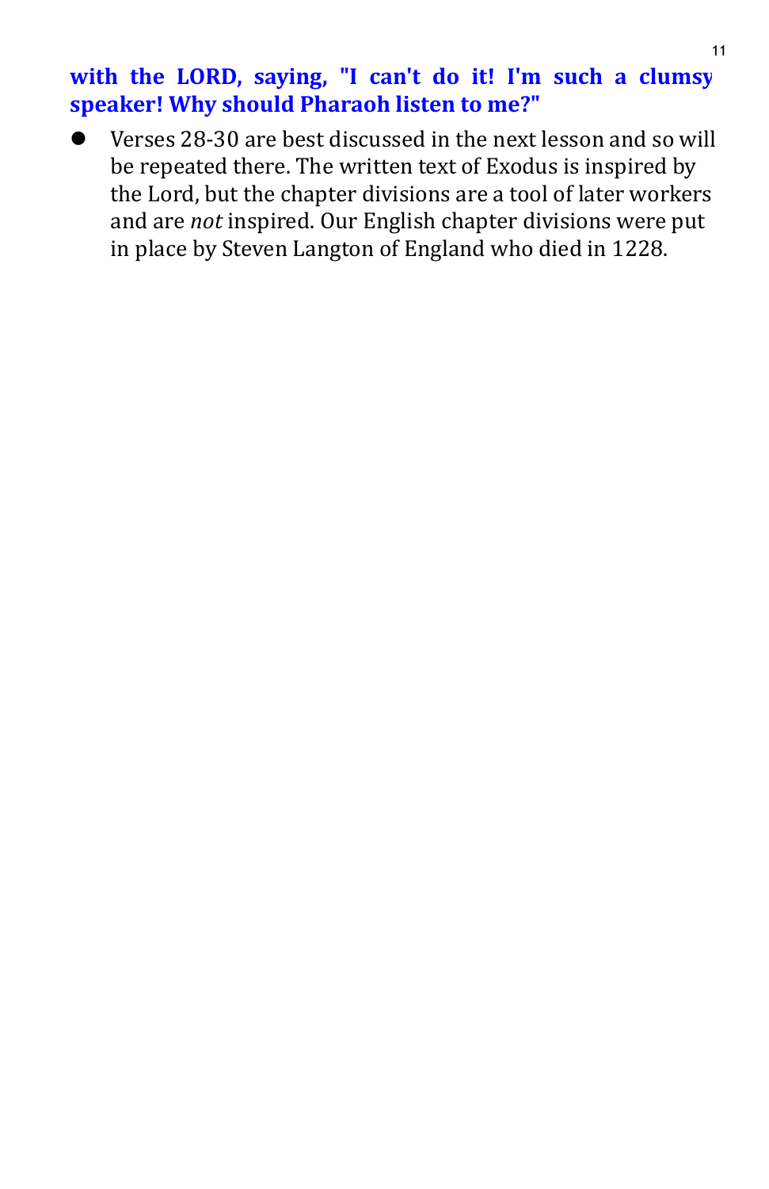**with the LORD, saying, "I can't do it! I'm such a clumsy speaker! Why should Pharaoh listen to me?"**

- Verses 28-30 are best discussed in the next lesson and so will be repeated there. The written text of Exodus is inspired by the Lord, but the chapter divisions are a tool of later workers and are *not* inspired. Our English chapter divisions were put in place by Steven Langton of England who died in 1228.